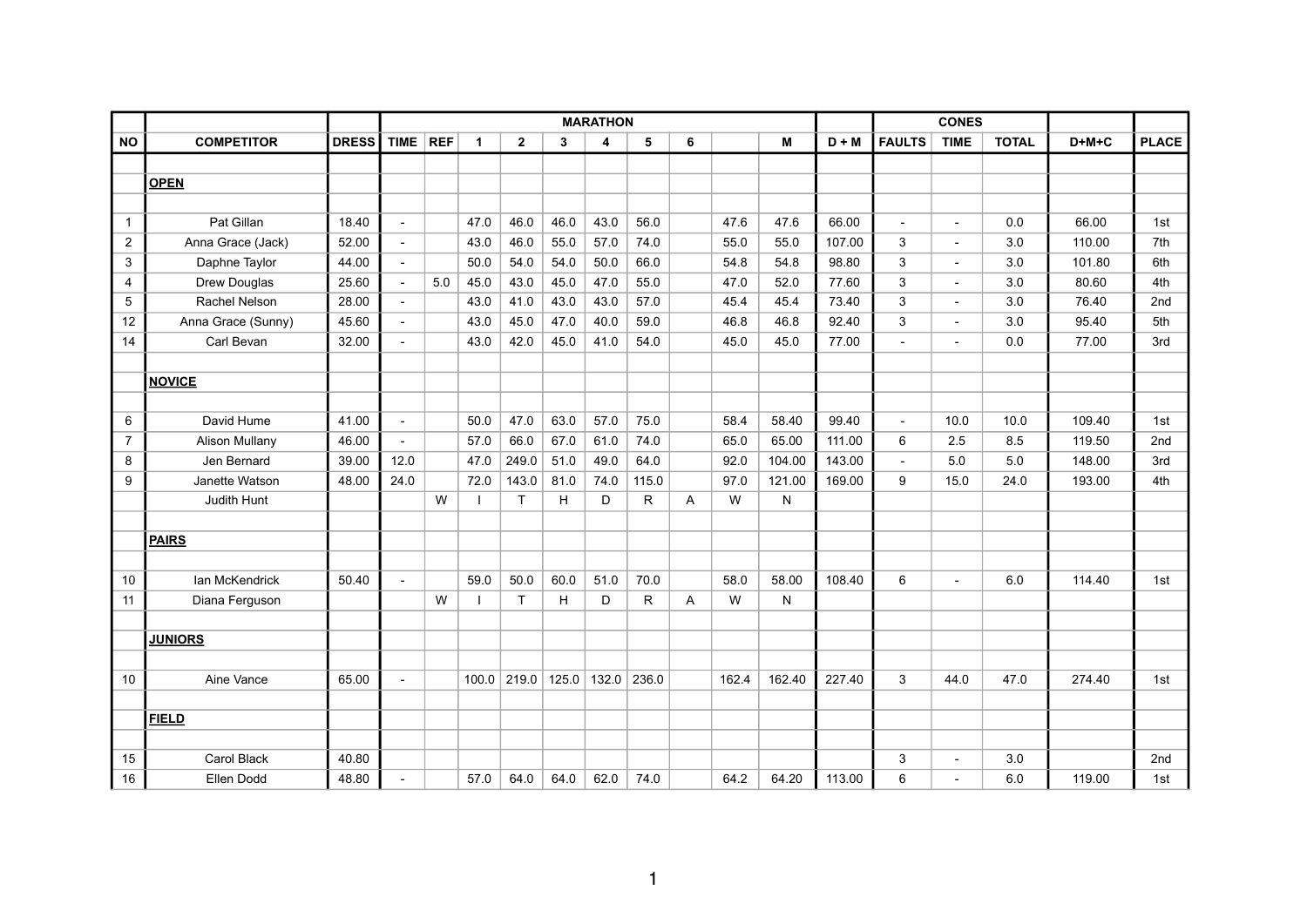| | | | MARATHON | | | | | | | | | | | CONES | | | | |
|---|---|---|---|---|---|---|---|---|---|---|---|---|---|---|---|---|---|---|
| NO | COMPETITOR | DRESS | TIME | REF | 1 | 2 | 3 | 4 | 5 | 6 | | M | D + M | FAULTS | TIME | TOTAL | D+M+C | PLACE |
| | | | | | | | | | | | | | | | | | | |
| | **OPEN** | | | | | | | | | | | | | | | | | |
| | | | | | | | | | | | | | | | | | | |
| 1 | Pat Gillan | 18.40 | - | | 47.0 | 46.0 | 46.0 | 43.0 | 56.0 | | 47.6 | 47.6 | 66.00 | - | - | 0.0 | 66.00 | 1st |
| 2 | Anna Grace (Jack) | 52.00 | - | | 43.0 | 46.0 | 55.0 | 57.0 | 74.0 | | 55.0 | 55.0 | 107.00 | 3 | - | 3.0 | 110.00 | 7th |
| 3 | Daphne Taylor | 44.00 | - | | 50.0 | 54.0 | 54.0 | 50.0 | 66.0 | | 54.8 | 54.8 | 98.80 | 3 | - | 3.0 | 101.80 | 6th |
| 4 | Drew Douglas | 25.60 | - | 5.0 | 45.0 | 43.0 | 45.0 | 47.0 | 55.0 | | 47.0 | 52.0 | 77.60 | 3 | - | 3.0 | 80.60 | 4th |
| 5 | Rachel Nelson | 28.00 | - | | 43.0 | 41.0 | 43.0 | 43.0 | 57.0 | | 45.4 | 45.4 | 73.40 | 3 | - | 3.0 | 76.40 | 2nd |
| 12 | Anna Grace (Sunny) | 45.60 | - | | 43.0 | 45.0 | 47.0 | 40.0 | 59.0 | | 46.8 | 46.8 | 92.40 | 3 | - | 3.0 | 95.40 | 5th |
| 14 | Carl Bevan | 32.00 | - | | 43.0 | 42.0 | 45.0 | 41.0 | 54.0 | | 45.0 | 45.0 | 77.00 | - | - | 0.0 | 77.00 | 3rd |
| | | | | | | | | | | | | | | | | | | |
| | **NOVICE** | | | | | | | | | | | | | | | | | |
| | | | | | | | | | | | | | | | | | | |
| 6 | David Hume | 41.00 | - | | 50.0 | 47.0 | 63.0 | 57.0 | 75.0 | | 58.4 | 58.40 | 99.40 | - | 10.0 | 10.0 | 109.40 | 1st |
| 7 | Alison Mullany | 46.00 | - | | 57.0 | 66.0 | 67.0 | 61.0 | 74.0 | | 65.0 | 65.00 | 111.00 | 6 | 2.5 | 8.5 | 119.50 | 2nd |
| 8 | Jen Bernard | 39.00 | 12.0 | | 47.0 | 249.0 | 51.0 | 49.0 | 64.0 | | 92.0 | 104.00 | 143.00 | - | 5.0 | 5.0 | 148.00 | 3rd |
| 9 | Janette Watson | 48.00 | 24.0 | | 72.0 | 143.0 | 81.0 | 74.0 | 115.0 | | 97.0 | 121.00 | 169.00 | 9 | 15.0 | 24.0 | 193.00 | 4th |
| | Judith Hunt | | | W | I | T | H | D | R | A | W | N | | | | | | |
| | | | | | | | | | | | | | | | | | | |
| | **PAIRS** | | | | | | | | | | | | | | | | | |
| | | | | | | | | | | | | | | | | | | |
| 10 | Ian McKendrick | 50.40 | - | | 59.0 | 50.0 | 60.0 | 51.0 | 70.0 | | 58.0 | 58.00 | 108.40 | 6 | - | 6.0 | 114.40 | 1st |
| 11 | Diana Ferguson | | | W | I | T | H | D | R | A | W | N | | | | | | |
| | | | | | | | | | | | | | | | | | | |
| | **JUNIORS** | | | | | | | | | | | | | | | | | |
| | | | | | | | | | | | | | | | | | | |
| 10 | Aine Vance | 65.00 | - | | 100.0 | 219.0 | 125.0 | 132.0 | 236.0 | | 162.4 | 162.40 | 227.40 | 3 | 44.0 | 47.0 | 274.40 | 1st |
| | | | | | | | | | | | | | | | | | | |
| | **FIELD** | | | | | | | | | | | | | | | | | |
| | | | | | | | | | | | | | | | | | | |
| 15 | Carol Black | 40.80 | | | | | | | | | | | | 3 | - | 3.0 | | 2nd |
| 16 | Ellen Dodd | 48.80 | - | | 57.0 | 64.0 | 64.0 | 62.0 | 74.0 | | 64.2 | 64.20 | 113.00 | 6 | - | 6.0 | 119.00 | 1st |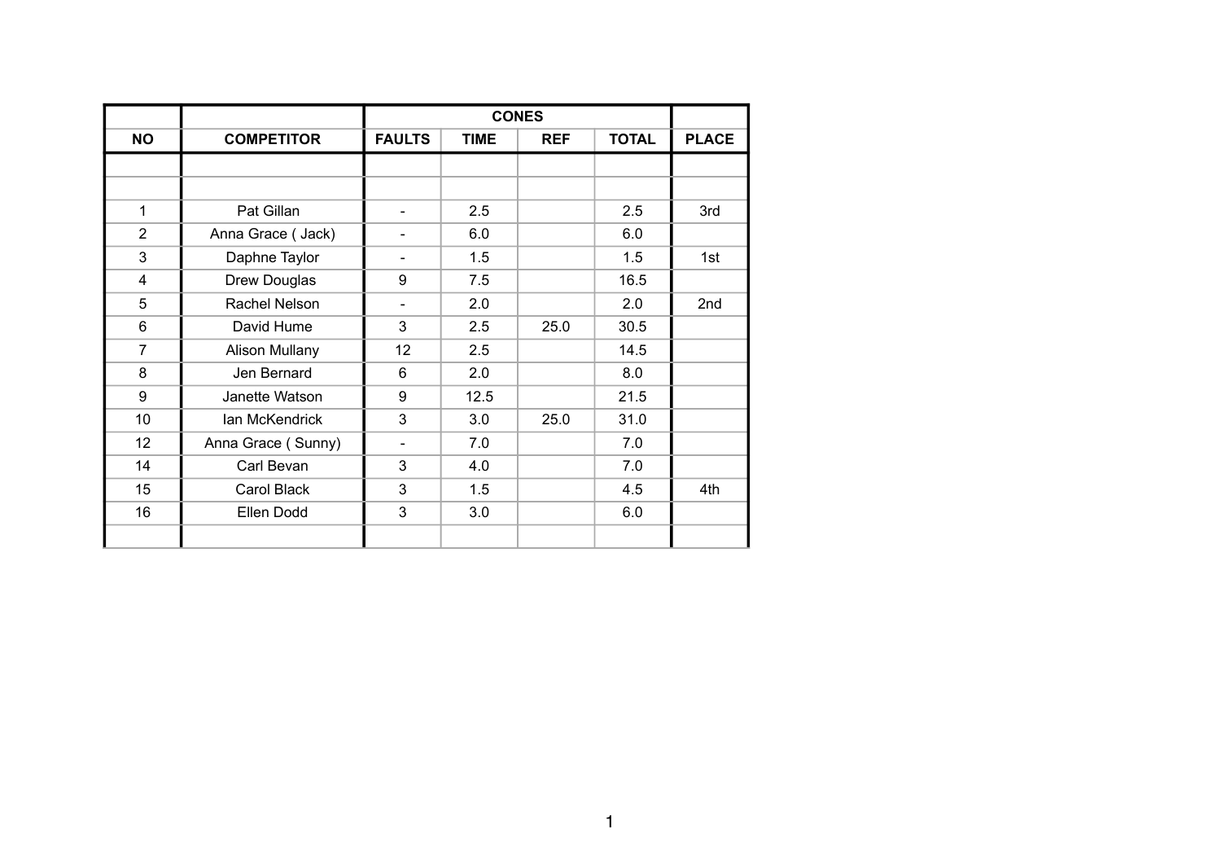| | | CONES | | | | |
|---|---|---|---|---|---|---|
| NO | COMPETITOR | FAULTS | TIME | REF | TOTAL | PLACE |
| | | | | | | |
| | | | | | | |
| 1 | Pat Gillan | - | 2.5 | | 2.5 | 3rd |
| 2 | Anna Grace ( Jack) | - | 6.0 | | 6.0 | |
| 3 | Daphne Taylor | - | 1.5 | | 1.5 | 1st |
| 4 | Drew Douglas | 9 | 7.5 | | 16.5 | |
| 5 | Rachel Nelson | - | 2.0 | | 2.0 | 2nd |
| 6 | David Hume | 3 | 2.5 | 25.0 | 30.5 | |
| 7 | Alison Mullany | 12 | 2.5 | | 14.5 | |
| 8 | Jen Bernard | 6 | 2.0 | | 8.0 | |
| 9 | Janette Watson | 9 | 12.5 | | 21.5 | |
| 10 | Ian McKendrick | 3 | 3.0 | 25.0 | 31.0 | |
| 12 | Anna Grace ( Sunny) | - | 7.0 | | 7.0 | |
| 14 | Carl Bevan | 3 | 4.0 | | 7.0 | |
| 15 | Carol Black | 3 | 1.5 | | 4.5 | 4th |
| 16 | Ellen Dodd | 3 | 3.0 | | 6.0 | |
| | | | | | | |